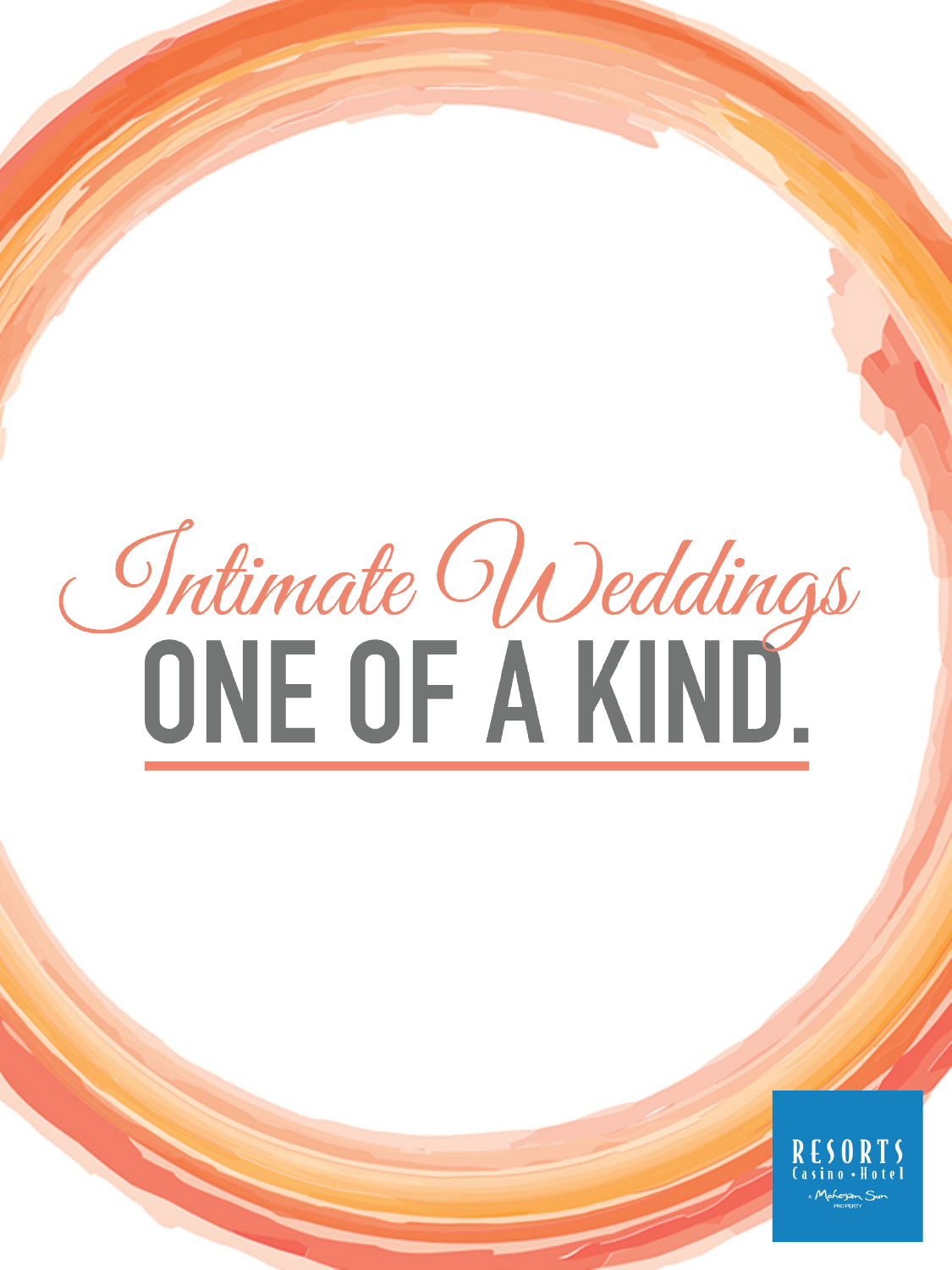# Intimate Weddings

# ONE OF A KIND.

RESORTS
Casino • Hotel
A Mohegan Sun PROPERTY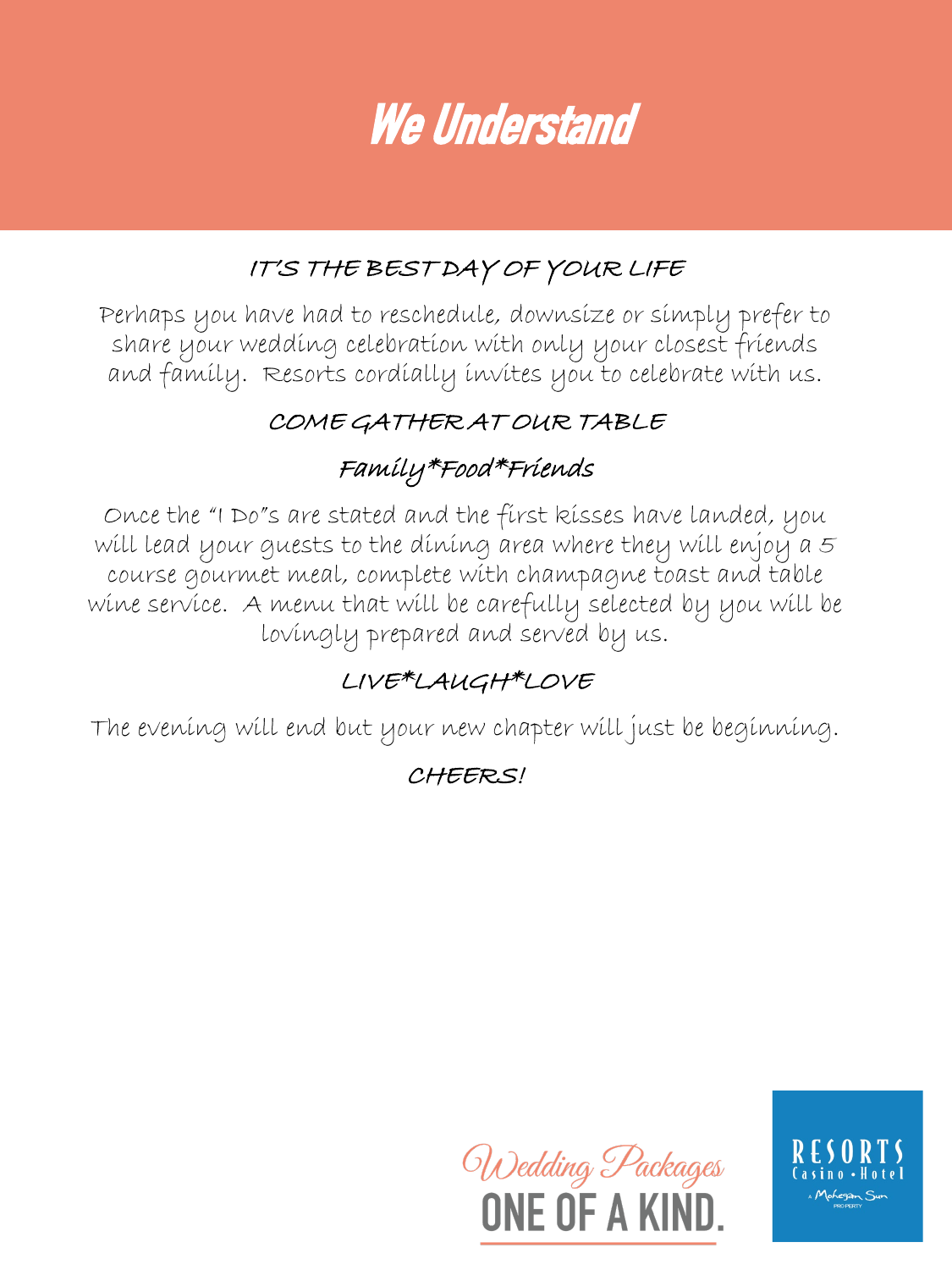# We Understand

## IT'S THE BEST DAY OF YOUR LIFE

Perhaps you have had to reschedule, downsize or simply prefer to share your wedding celebration with only your closest friends and family. Resorts cordially invites you to celebrate with us.

## COME GATHER AT OUR TABLE

### Family*Food*Friends

Once the "I Do"s are stated and the first kisses have landed, you will lead your guests to the dining area where they will enjoy a 5 course gourmet meal, complete with champagne toast and table wine service. A menu that will be carefully selected by you will be lovingly prepared and served by us.

## LIVE*LAUGH*LOVE

The evening will end but your new chapter will just be beginning.

**CHEERS!**

Wedding Packages
ONE OF A KIND.

RESORTS Casino • Hotel
A Mohegan Sun PROPERTY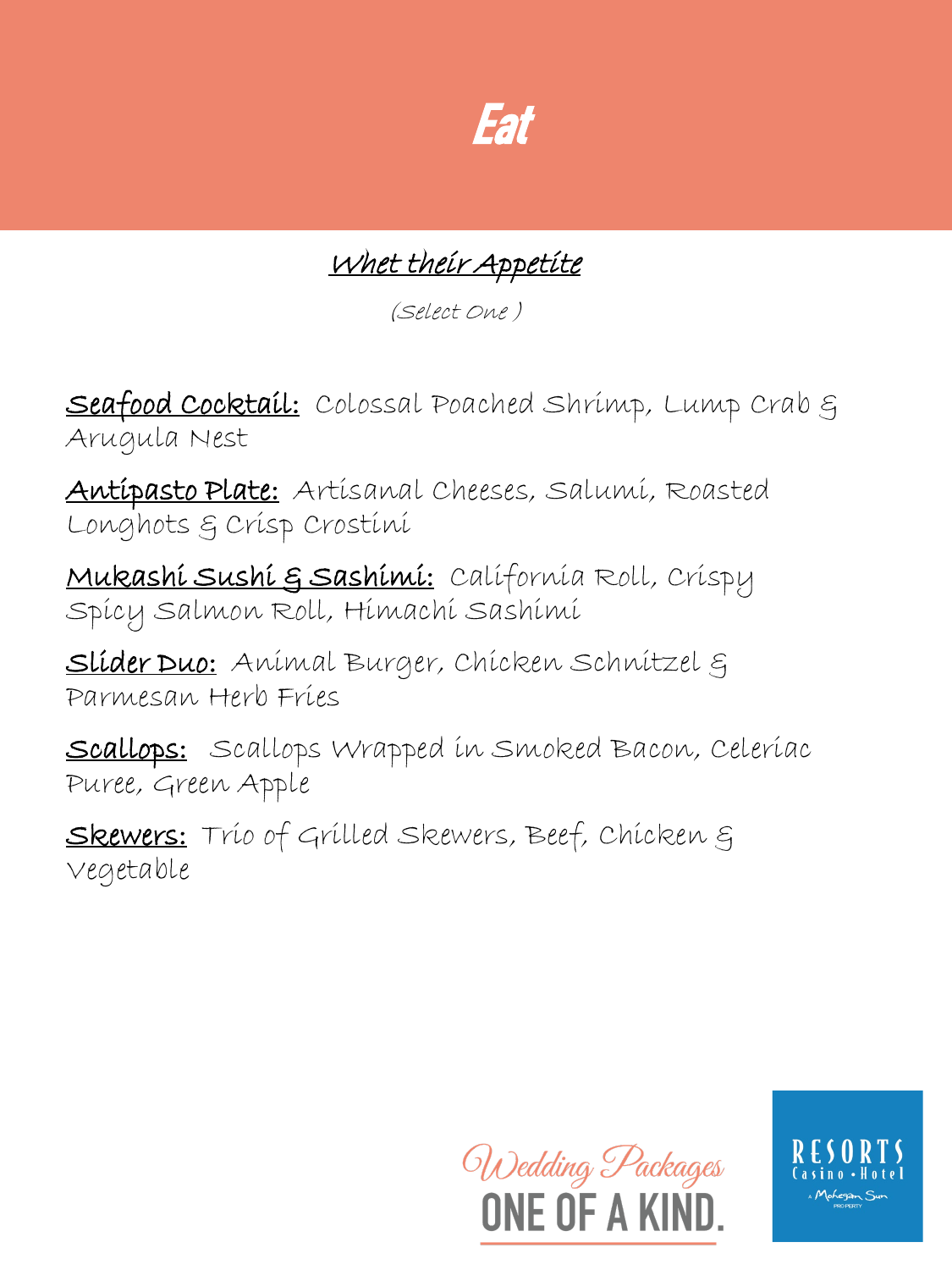# Eat

## Whet their Appetite

*(Select One )*

**Seafood Cocktail:** Colossal Poached Shrimp, Lump Crab & Arugula Nest

**Antipasto Plate:** Artisanal Cheeses, Salumi, Roasted Longhots & Crisp Crostini

**Mukashi Sushi & Sashimi:** California Roll, Crispy Spicy Salmon Roll, Himachi Sashimi

**Slider Duo:** Animal Burger, Chicken Schnitzel & Parmesan Herb Fries

**Scallops:** Scallops Wrapped in Smoked Bacon, Celeriac Puree, Green Apple

**Skewers:** Trio of Grilled Skewers, Beef, Chicken & Vegetable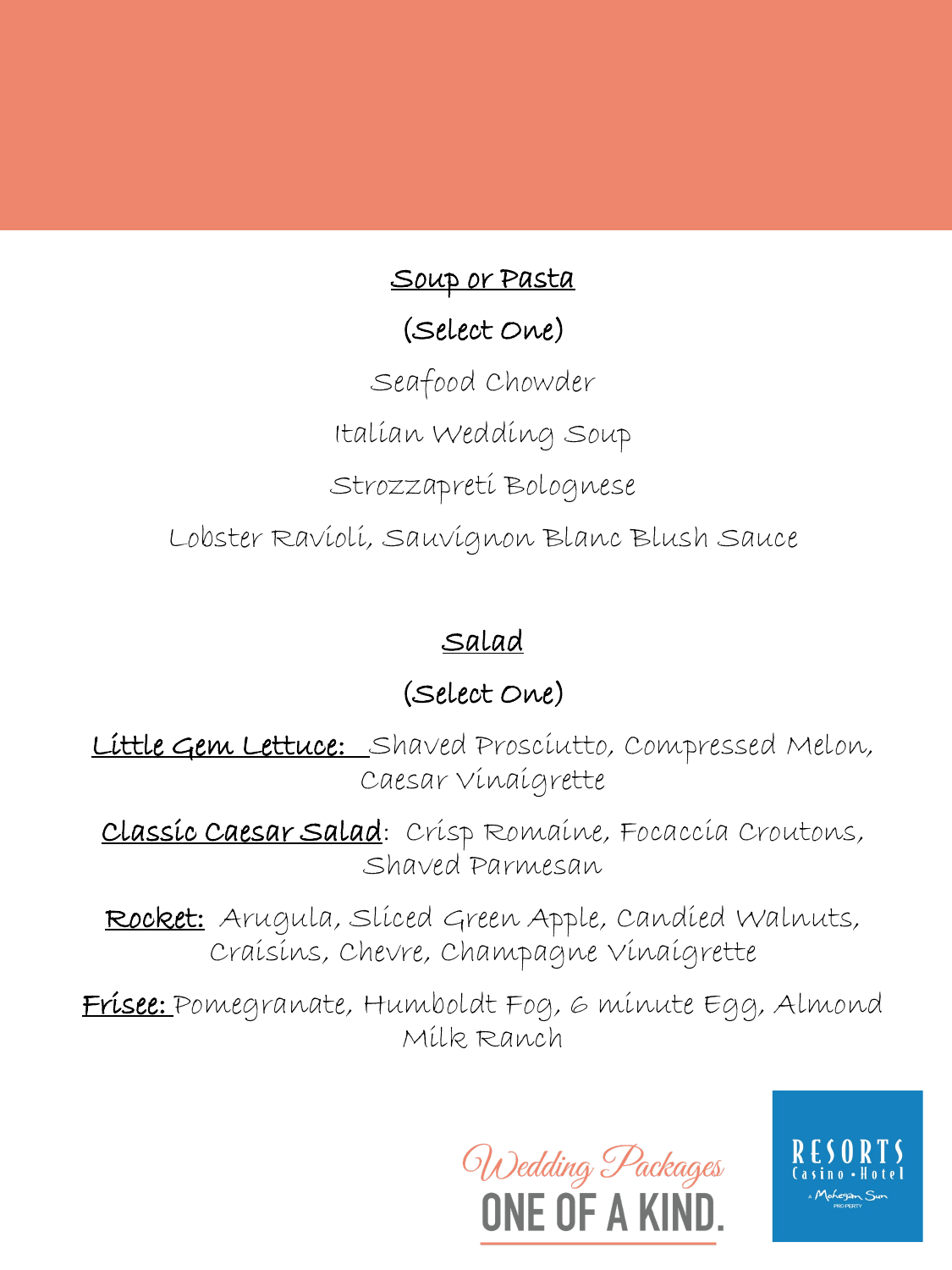## Soup or Pasta

(Select One)

Seafood Chowder

Italian Wedding Soup

Strozzapreti Bolognese

Lobster Ravioli, Sauvignon Blanc Blush Sauce

## Salad

(Select One)

**Little Gem Lettuce:** Shaved Prosciutto, Compressed Melon, Caesar Vinaigrette

**Classic Caesar Salad**: Crisp Romaine, Focaccia Croutons, Shaved Parmesan

**Rocket:** Arugula, Sliced Green Apple, Candied Walnuts, Craisins, Chevre, Champagne Vinaigrette

**Frisee:** Pomegranate, Humboldt Fog, 6 minute Egg, Almond Milk Ranch

Wedding Packages ONE OF A KIND.

RESORTS Casino • Hotel A Mohegan Sun PROPERTY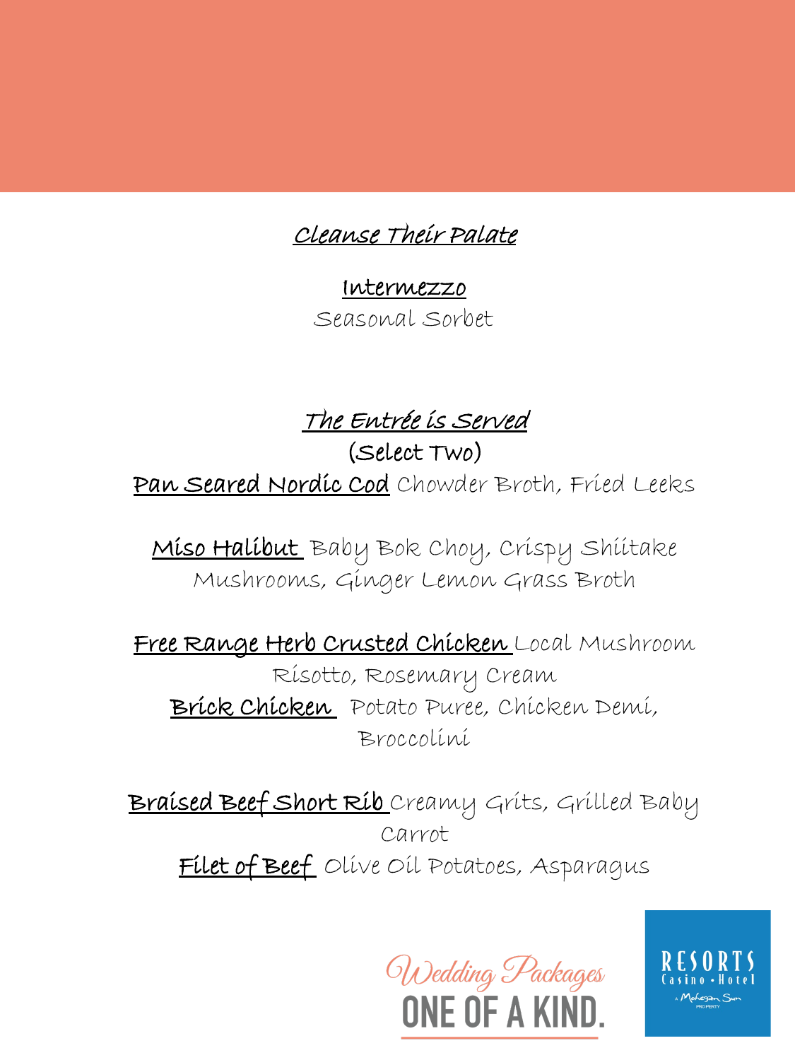## *Cleanse Their Palate*

**Intermezzo**

Seasonal Sorbet

## *The Entrée is Served*

(Select Two)

**Pan Seared Nordic Cod** Chowder Broth, Fried Leeks

**Miso Halibut** Baby Bok Choy, Crispy Shiitake Mushrooms, Ginger Lemon Grass Broth

**Free Range Herb Crusted Chicken** Local Mushroom Risotto, Rosemary Cream

**Brick Chicken** Potato Puree, Chicken Demi, Broccolini

**Braised Beef Short Rib** Creamy Grits, Grilled Baby Carrot

**Filet of Beef** Olive Oil Potatoes, Asparagus

Wedding Packages
ONE OF A KIND.

RESORTS Casino • Hotel
A Mohegan Sun PROPERTY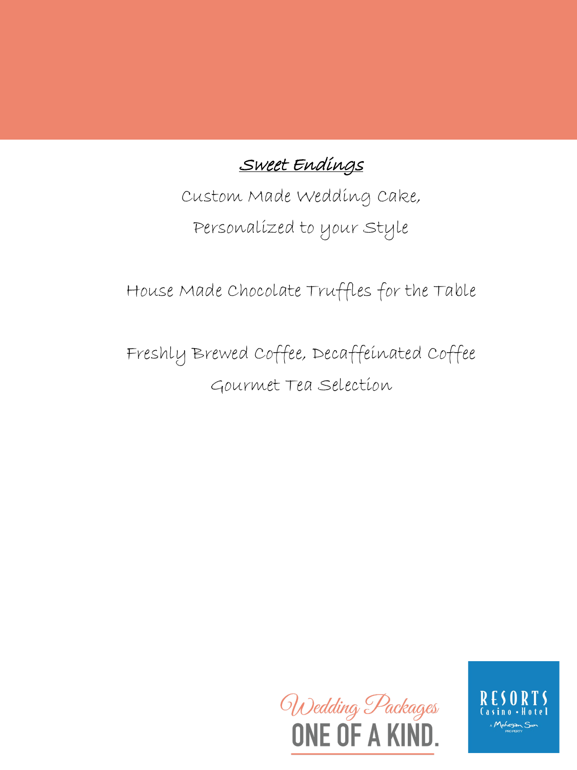## Sweet Endings

Custom Made Wedding Cake,

Personalized to your Style

House Made Chocolate Truffles for the Table

Freshly Brewed Coffee, Decaffeinated Coffee

Gourmet Tea Selection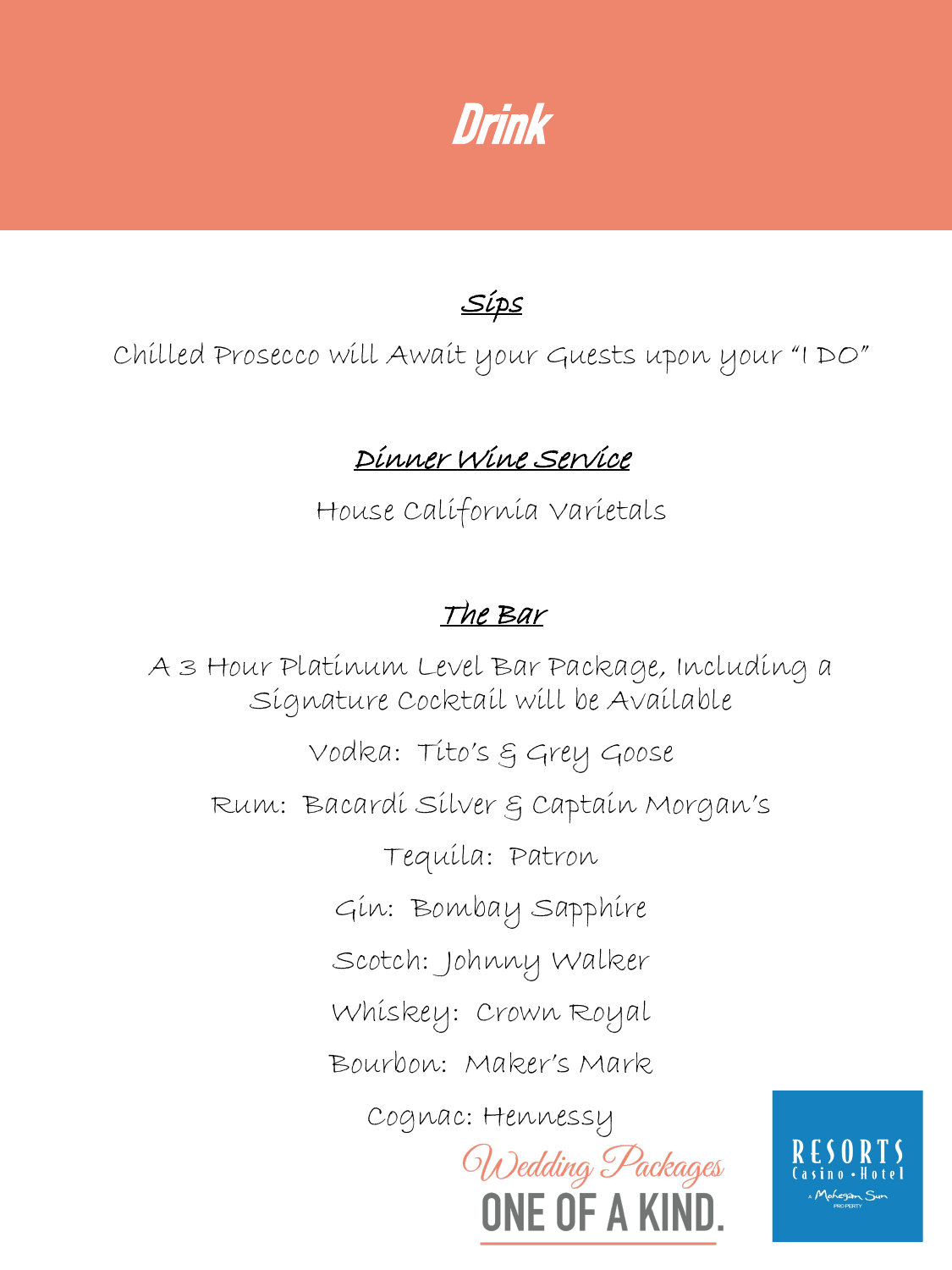# Drink

## Sips

Chilled Prosecco will Await your Guests upon your "I DO"

## Dinner Wine Service

House California Varietals

## The Bar

A 3 Hour Platinum Level Bar Package, Including a Signature Cocktail will be Available

Vodka: Tito's & Grey Goose

Rum: Bacardi Silver & Captain Morgan's

Tequila: Patron

Gin: Bombay Sapphire

Scotch: Johnny Walker

Whiskey: Crown Royal

Bourbon: Maker's Mark

Cognac: Hennessy

Wedding Packages

ONE OF A KIND.

RESORTS Casino • Hotel

A Mohegan Sun PROPERTY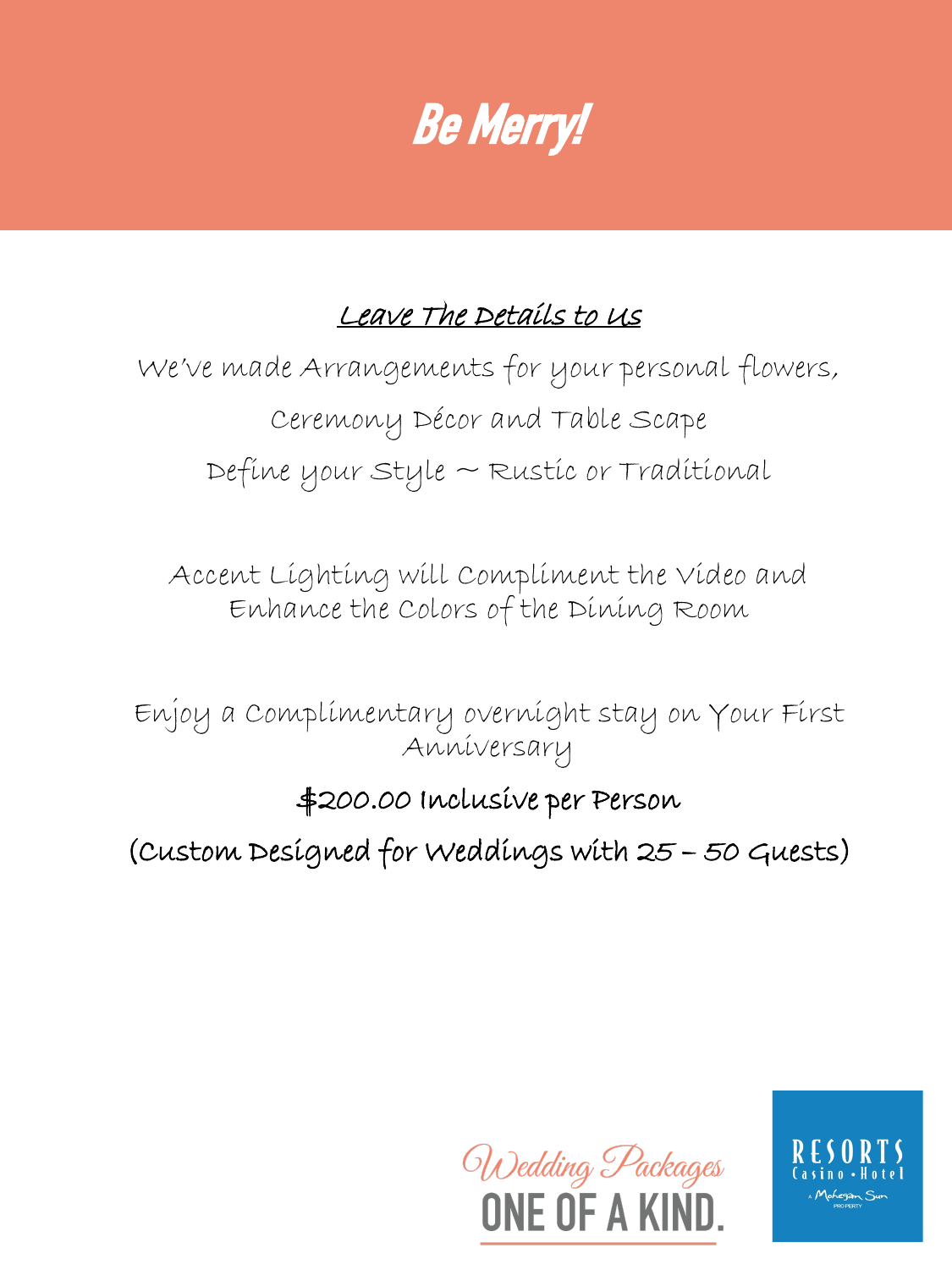# Be Merry!

## Leave The Details to Us

We've made Arrangements for your personal flowers,

Ceremony Décor and Table Scape

Define your Style ~ Rustic or Traditional

Accent Lighting will Compliment the Video and Enhance the Colors of the Dining Room

Enjoy a Complimentary overnight stay on Your First Anniversary

**$200.00 Inclusive per Person**

**(Custom Designed for Weddings with 25 – 50 Guests)**

Wedding Packages
ONE OF A KIND.

RESORTS Casino • Hotel
A Mohegan Sun PROPERTY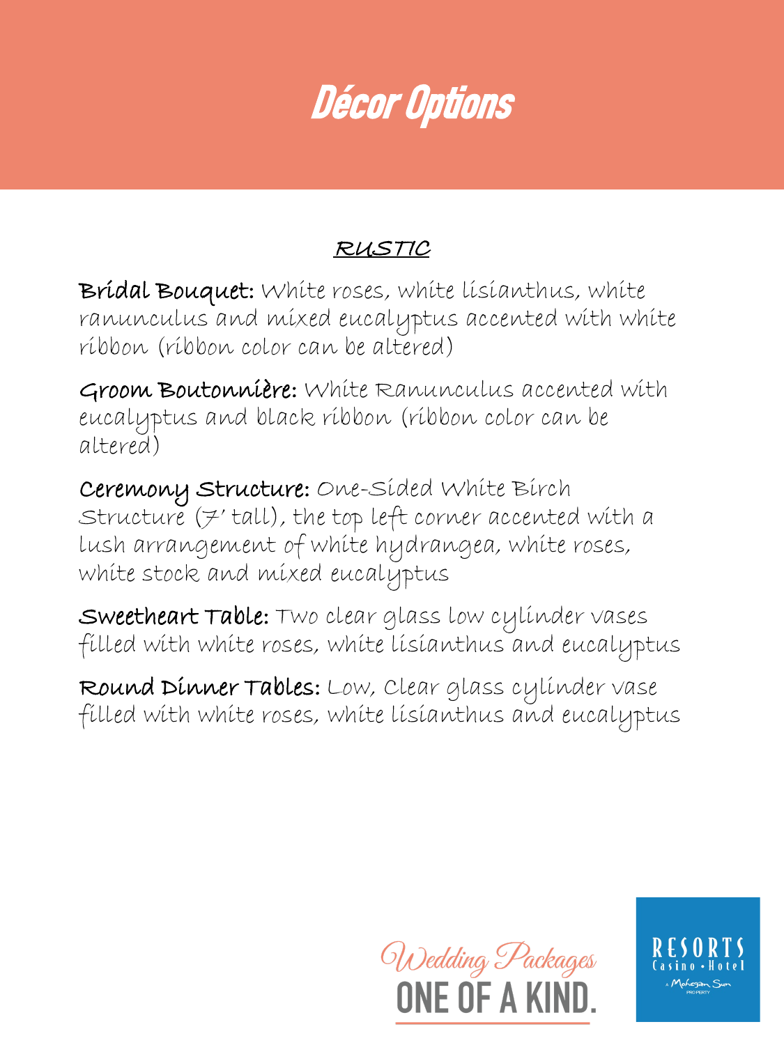# Décor Options

## RUSTIC

**Bridal Bouquet:** White roses, white lisianthus, white ranunculus and mixed eucalyptus accented with white ribbon (ribbon color can be altered)

**Groom Boutonnière:** White Ranunculus accented with eucalyptus and black ribbon (ribbon color can be altered)

**Ceremony Structure:** One-Sided White Birch Structure (7' tall), the top left corner accented with a lush arrangement of white hydrangea, white roses, white stock and mixed eucalyptus

**Sweetheart Table:** Two clear glass low cylinder vases filled with white roses, white lisianthus and eucalyptus

**Round Dinner Tables:** Low, Clear glass cylinder vase filled with white roses, white lisianthus and eucalyptus

Wedding Packages ONE OF A KIND.

RESORTS Casino • Hotel A Mohegan Sun PROPERTY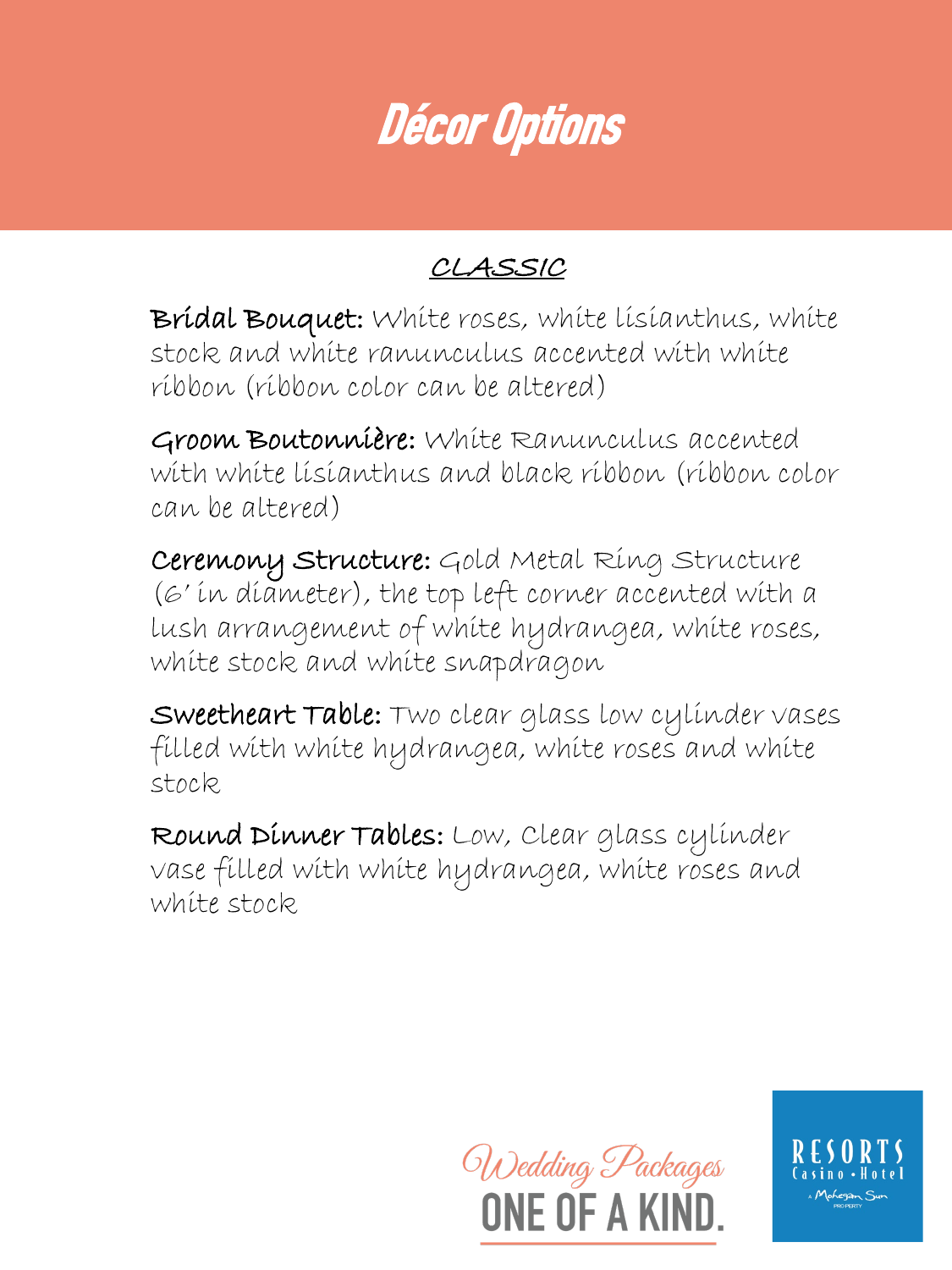# Décor Options

## CLASSIC

**Bridal Bouquet:** White roses, white lisianthus, white stock and white ranunculus accented with white ribbon (ribbon color can be altered)

**Groom Boutonnière:** White Ranunculus accented with white lisianthus and black ribbon (ribbon color can be altered)

**Ceremony Structure:** Gold Metal Ring Structure (6' in diameter), the top left corner accented with a lush arrangement of white hydrangea, white roses, white stock and white snapdragon

**Sweetheart Table:** Two clear glass low cylinder vases filled with white hydrangea, white roses and white stock

**Round Dinner Tables:** Low, Clear glass cylinder vase filled with white hydrangea, white roses and white stock

Wedding Packages
ONE OF A KIND.

RESORTS Casino • Hotel
A Mohegan Sun PROPERTY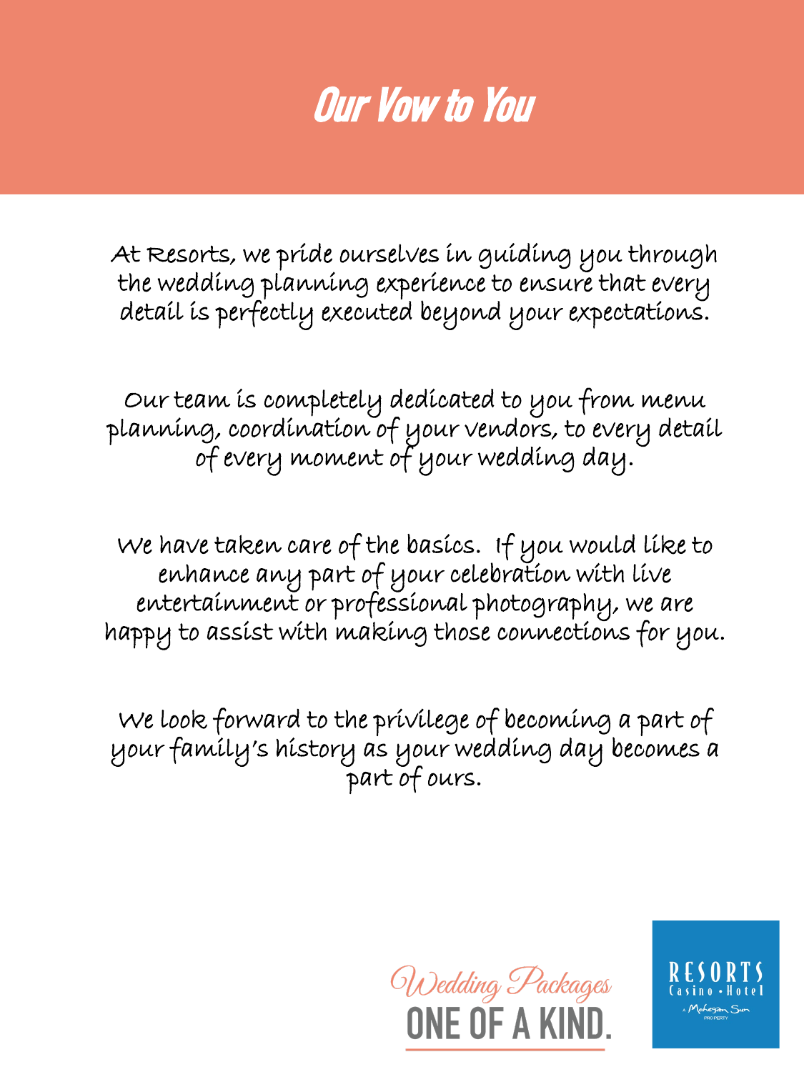# Our Vow to You

At Resorts, we pride ourselves in guiding you through the wedding planning experience to ensure that every detail is perfectly executed beyond your expectations.

Our team is completely dedicated to you from menu planning, coordination of your vendors, to every detail of every moment of your wedding day.

We have taken care of the basics. If you would like to enhance any part of your celebration with live entertainment or professional photography, we are happy to assist with making those connections for you.

We look forward to the privilege of becoming a part of your family's history as your wedding day becomes a part of ours.

*Wedding Packages*
ONE OF A KIND.

RESORTS Casino • Hotel
A Mohegan Sun PROPERTY